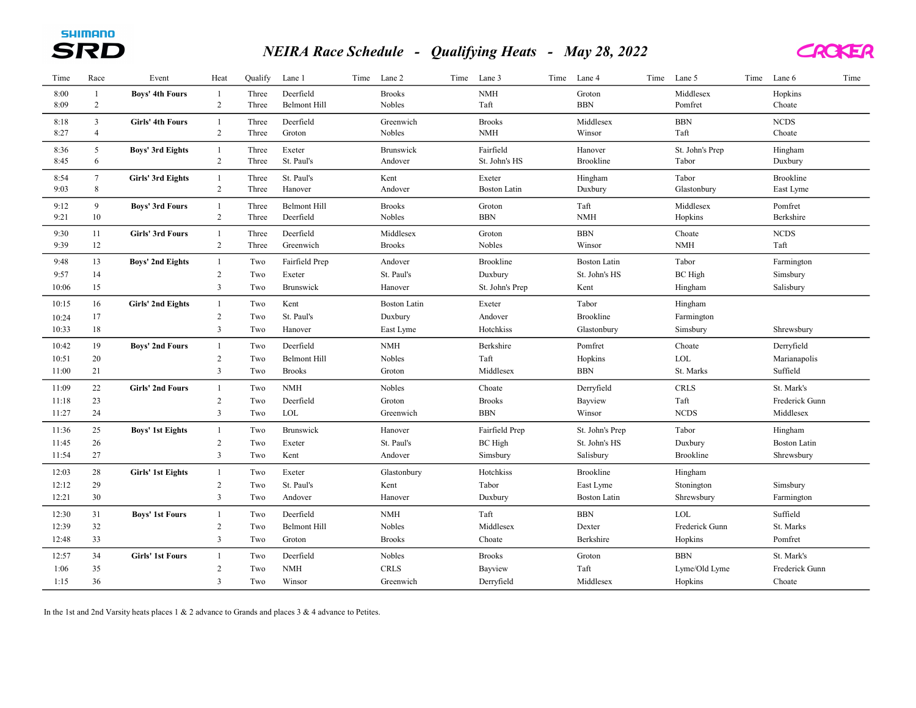# *NEIRA Race Schedule - Qualifying Heats - May 28, 2022*

| Time | Race | Event | Heat | Qualify | Lane 1 | Time | Lane 2 | Time | Lane 3 | Time | Lane 4 | Time | Lane 5 | Time | Lane 6 | Time |
|---|---|---|---|---|---|---|---|---|---|---|---|---|---|---|---|---|
| 8:00 | 1 | **Boys' 4th Fours** | 1 | Three | Deerfield | | Brooks | | NMH | | Groton | | Middlesex | | Hopkins | |
| 8:09 | 2 | | 2 | Three | Belmont Hill | | Nobles | | Taft | | BBN | | Pomfret | | Choate | |
| 8:18 | 3 | **Girls' 4th Fours** | 1 | Three | Deerfield | | Greenwich | | Brooks | | Middlesex | | BBN | | NCDS | |
| 8:27 | 4 | | 2 | Three | Groton | | Nobles | | NMH | | Winsor | | Taft | | Choate | |
| 8:36 | 5 | **Boys' 3rd Eights** | 1 | Three | Exeter | | Brunswick | | Fairfield | | Hanover | | St. John's Prep | | Hingham | |
| 8:45 | 6 | | 2 | Three | St. Paul's | | Andover | | St. John's HS | | Brookline | | Tabor | | Duxbury | |
| 8:54 | 7 | **Girls' 3rd Eights** | 1 | Three | St. Paul's | | Kent | | Exeter | | Hingham | | Tabor | | Brookline | |
| 9:03 | 8 | | 2 | Three | Hanover | | Andover | | Boston Latin | | Duxbury | | Glastonbury | | East Lyme | |
| 9:12 | 9 | **Boys' 3rd Fours** | 1 | Three | Belmont Hill | | Brooks | | Groton | | Taft | | Middlesex | | Pomfret | |
| 9:21 | 10 | | 2 | Three | Deerfield | | Nobles | | BBN | | NMH | | Hopkins | | Berkshire | |
| 9:30 | 11 | **Girls' 3rd Fours** | 1 | Three | Deerfield | | Middlesex | | Groton | | BBN | | Choate | | NCDS | |
| 9:39 | 12 | | 2 | Three | Greenwich | | Brooks | | Nobles | | Winsor | | NMH | | Taft | |
| 9:48 | 13 | **Boys' 2nd Eights** | 1 | Two | Fairfield Prep | | Andover | | Brookline | | Boston Latin | | Tabor | | Farmington | |
| 9:57 | 14 | | 2 | Two | Exeter | | St. Paul's | | Duxbury | | St. John's HS | | BC High | | Simsbury | |
| 10:06 | 15 | | 3 | Two | Brunswick | | Hanover | | St. John's Prep | | Kent | | Hingham | | Salisbury | |
| 10:15 | 16 | **Girls' 2nd Eights** | 1 | Two | Kent | | Boston Latin | | Exeter | | Tabor | | Hingham | | | |
| 10:24 | 17 | | 2 | Two | St. Paul's | | Duxbury | | Andover | | Brookline | | Farmington | | | |
| 10:33 | 18 | | 3 | Two | Hanover | | East Lyme | | Hotchkiss | | Glastonbury | | Simsbury | | Shrewsbury | |
| 10:42 | 19 | **Boys' 2nd Fours** | 1 | Two | Deerfield | | NMH | | Berkshire | | Pomfret | | Choate | | Derryfield | |
| 10:51 | 20 | | 2 | Two | Belmont Hill | | Nobles | | Taft | | Hopkins | | LOL | | Marianapolis | |
| 11:00 | 21 | | 3 | Two | Brooks | | Groton | | Middlesex | | BBN | | St. Marks | | Suffield | |
| 11:09 | 22 | **Girls' 2nd Fours** | 1 | Two | NMH | | Nobles | | Choate | | Derryfield | | CRLS | | St. Mark's | |
| 11:18 | 23 | | 2 | Two | Deerfield | | Groton | | Brooks | | Bayview | | Taft | | Frederick Gunn | |
| 11:27 | 24 | | 3 | Two | LOL | | Greenwich | | BBN | | Winsor | | NCDS | | Middlesex | |
| 11:36 | 25 | **Boys' 1st Eights** | 1 | Two | Brunswick | | Hanover | | Fairfield Prep | | St. John's Prep | | Tabor | | Hingham | |
| 11:45 | 26 | | 2 | Two | Exeter | | St. Paul's | | BC High | | St. John's HS | | Duxbury | | Boston Latin | |
| 11:54 | 27 | | 3 | Two | Kent | | Andover | | Simsbury | | Salisbury | | Brookline | | Shrewsbury | |
| 12:03 | 28 | **Girls' 1st Eights** | 1 | Two | Exeter | | Glastonbury | | Hotchkiss | | Brookline | | Hingham | | | |
| 12:12 | 29 | | 2 | Two | St. Paul's | | Kent | | Tabor | | East Lyme | | Stonington | | Simsbury | |
| 12:21 | 30 | | 3 | Two | Andover | | Hanover | | Duxbury | | Boston Latin | | Shrewsbury | | Farmington | |
| 12:30 | 31 | **Boys' 1st Fours** | 1 | Two | Deerfield | | NMH | | Taft | | BBN | | LOL | | Suffield | |
| 12:39 | 32 | | 2 | Two | Belmont Hill | | Nobles | | Middlesex | | Dexter | | Frederick Gunn | | St. Marks | |
| 12:48 | 33 | | 3 | Two | Groton | | Brooks | | Choate | | Berkshire | | Hopkins | | Pomfret | |
| 12:57 | 34 | **Girls' 1st Fours** | 1 | Two | Deerfield | | Nobles | | Brooks | | Groton | | BBN | | St. Mark's | |
| 1:06 | 35 | | 2 | Two | NMH | | CRLS | | Bayview | | Taft | | Lyme/Old Lyme | | Frederick Gunn | |
| 1:15 | 36 | | 3 | Two | Winsor | | Greenwich | | Derryfield | | Middlesex | | Hopkins | | Choate | |

In the 1st and 2nd Varsity heats places 1 & 2 advance to Grands and places 3 & 4 advance to Petites.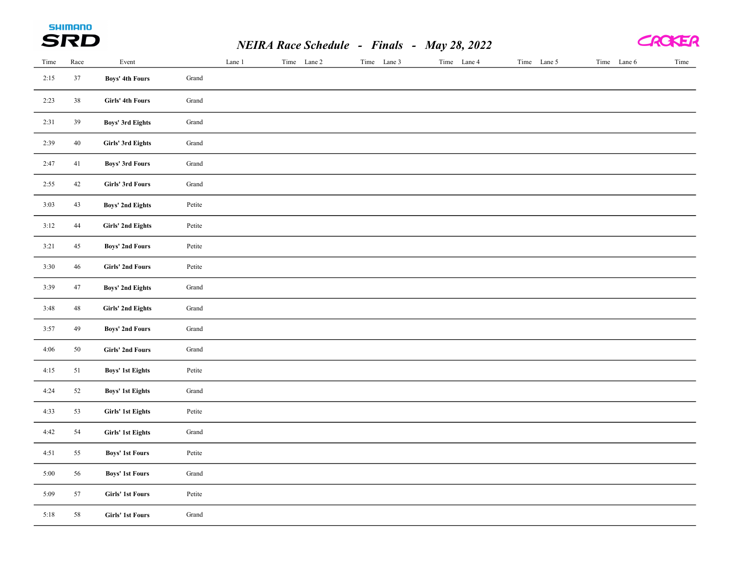# NEIRA Race Schedule - Finals - May 28, 2022

| Time | Race | Event | | Lane 1 | Time | Lane 2 | Time | Lane 3 | Time | Lane 4 | Time | Lane 5 | Time | Lane 6 | Time |
|---|---|---|---|---|---|---|---|---|---|---|---|---|---|---|---|
| 2:15 | 37 | **Boys' 4th Fours** | Grand | | | | | | | | | | | | |
| 2:23 | 38 | **Girls' 4th Fours** | Grand | | | | | | | | | | | | |
| 2:31 | 39 | **Boys' 3rd Eights** | Grand | | | | | | | | | | | | |
| 2:39 | 40 | **Girls' 3rd Eights** | Grand | | | | | | | | | | | | |
| 2:47 | 41 | **Boys' 3rd Fours** | Grand | | | | | | | | | | | | |
| 2:55 | 42 | **Girls' 3rd Fours** | Grand | | | | | | | | | | | | |
| 3:03 | 43 | **Boys' 2nd Eights** | Petite | | | | | | | | | | | | |
| 3:12 | 44 | **Girls' 2nd Eights** | Petite | | | | | | | | | | | | |
| 3:21 | 45 | **Boys' 2nd Fours** | Petite | | | | | | | | | | | | |
| 3:30 | 46 | **Girls' 2nd Fours** | Petite | | | | | | | | | | | | |
| 3:39 | 47 | **Boys' 2nd Eights** | Grand | | | | | | | | | | | | |
| 3:48 | 48 | **Girls' 2nd Eights** | Grand | | | | | | | | | | | | |
| 3:57 | 49 | **Boys' 2nd Fours** | Grand | | | | | | | | | | | | |
| 4:06 | 50 | **Girls' 2nd Fours** | Grand | | | | | | | | | | | | |
| 4:15 | 51 | **Boys' 1st Eights** | Petite | | | | | | | | | | | | |
| 4:24 | 52 | **Boys' 1st Eights** | Grand | | | | | | | | | | | | |
| 4:33 | 53 | **Girls' 1st Eights** | Petite | | | | | | | | | | | | |
| 4:42 | 54 | **Girls' 1st Eights** | Grand | | | | | | | | | | | | |
| 4:51 | 55 | **Boys' 1st Fours** | Petite | | | | | | | | | | | | |
| 5:00 | 56 | **Boys' 1st Fours** | Grand | | | | | | | | | | | | |
| 5:09 | 57 | **Girls' 1st Fours** | Petite | | | | | | | | | | | | |
| 5:18 | 58 | **Girls' 1st Fours** | Grand | | | | | | | | | | | | |